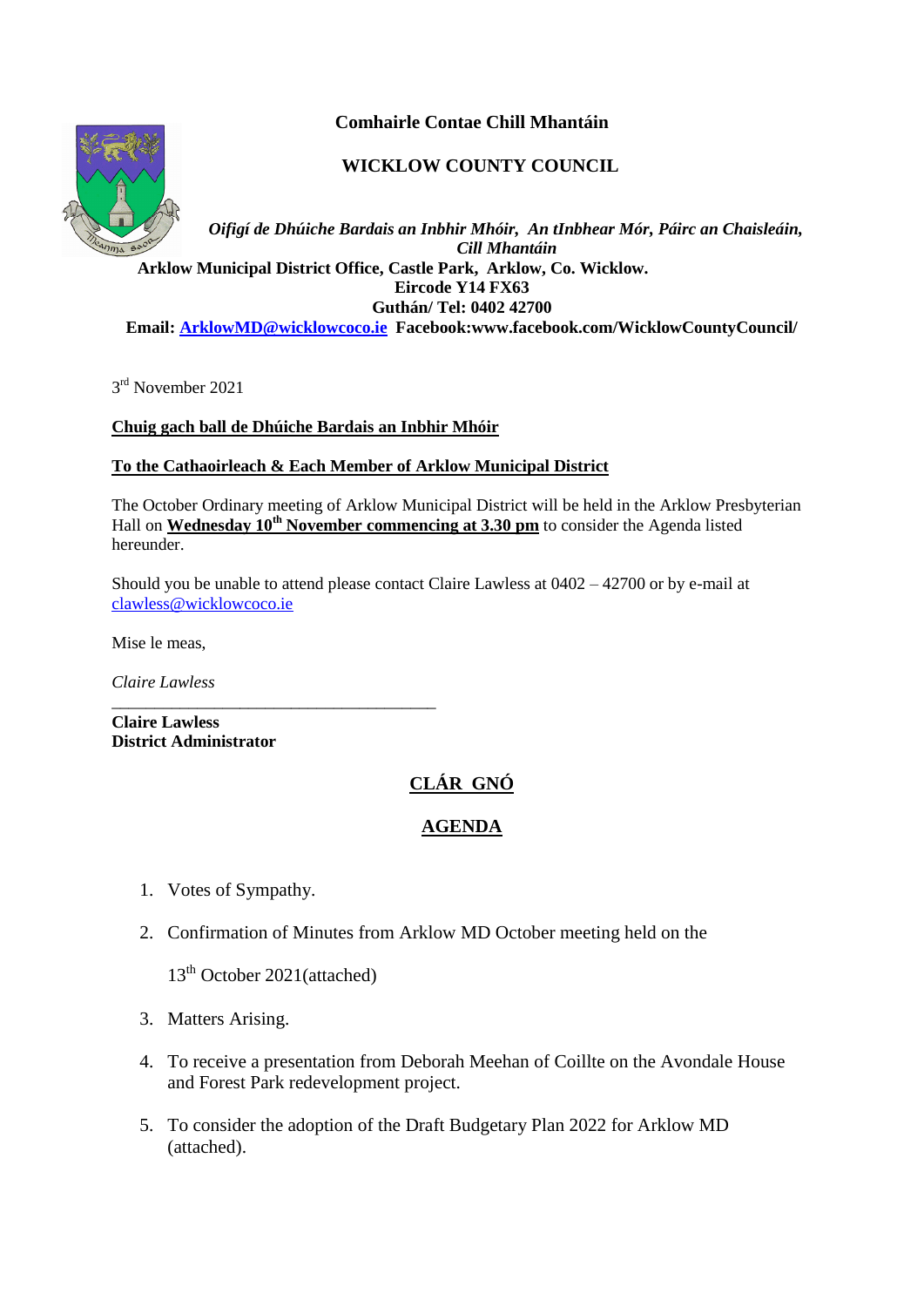**Comhairle Contae Chill Mhantáin**

**WICKLOW COUNTY COUNCIL**

***Oifigí de Dhúiche Bardais an Inbhir Mhóir, An tInbhear Mór, Páirc an Chaisleáin, Cill Mhantáin***

**Arklow Municipal District Office, Castle Park, Arklow, Co. Wicklow.**
**Eircode Y14 FX63**
**Guthán/ Tel: 0402 42700**
**Email: [ArklowMD@wicklowcoco.ie](mailto:ArklowMD@wicklowcoco.ie) Facebook:www.facebook.com/WicklowCountyCouncil/**

3rd November 2021

**<u>Chuig gach ball de Dhúiche Bardais an Inbhir Mhóir</u>**

**<u>To the Cathaoirleach & Each Member of Arklow Municipal District</u>**

The October Ordinary meeting of Arklow Municipal District will be held in the Arklow Presbyterian Hall on **<u>Wednesday 10th November commencing at 3.30 pm</u>** to consider the Agenda listed hereunder.

Should you be unable to attend please contact Claire Lawless at 0402 – 42700 or by e-mail at [clawless@wicklowcoco.ie](mailto:clawless@wicklowcoco.ie)

Mise le meas,

*Claire Lawless*

\_\_\_\_\_\_\_\_\_\_\_\_\_\_\_\_\_\_\_\_\_\_\_\_\_\_\_\_\_\_\_\_\_\_\_\_\_\_

**Claire Lawless**
**District Administrator**

## <u>CLÁR GNÓ</u>

## <u>AGENDA</u>

1. Votes of Sympathy.
2. Confirmation of Minutes from Arklow MD October meeting held on the

   13th October 2021(attached)
3. Matters Arising.
4. To receive a presentation from Deborah Meehan of Coillte on the Avondale House and Forest Park redevelopment project.
5. To consider the adoption of the Draft Budgetary Plan 2022 for Arklow MD (attached).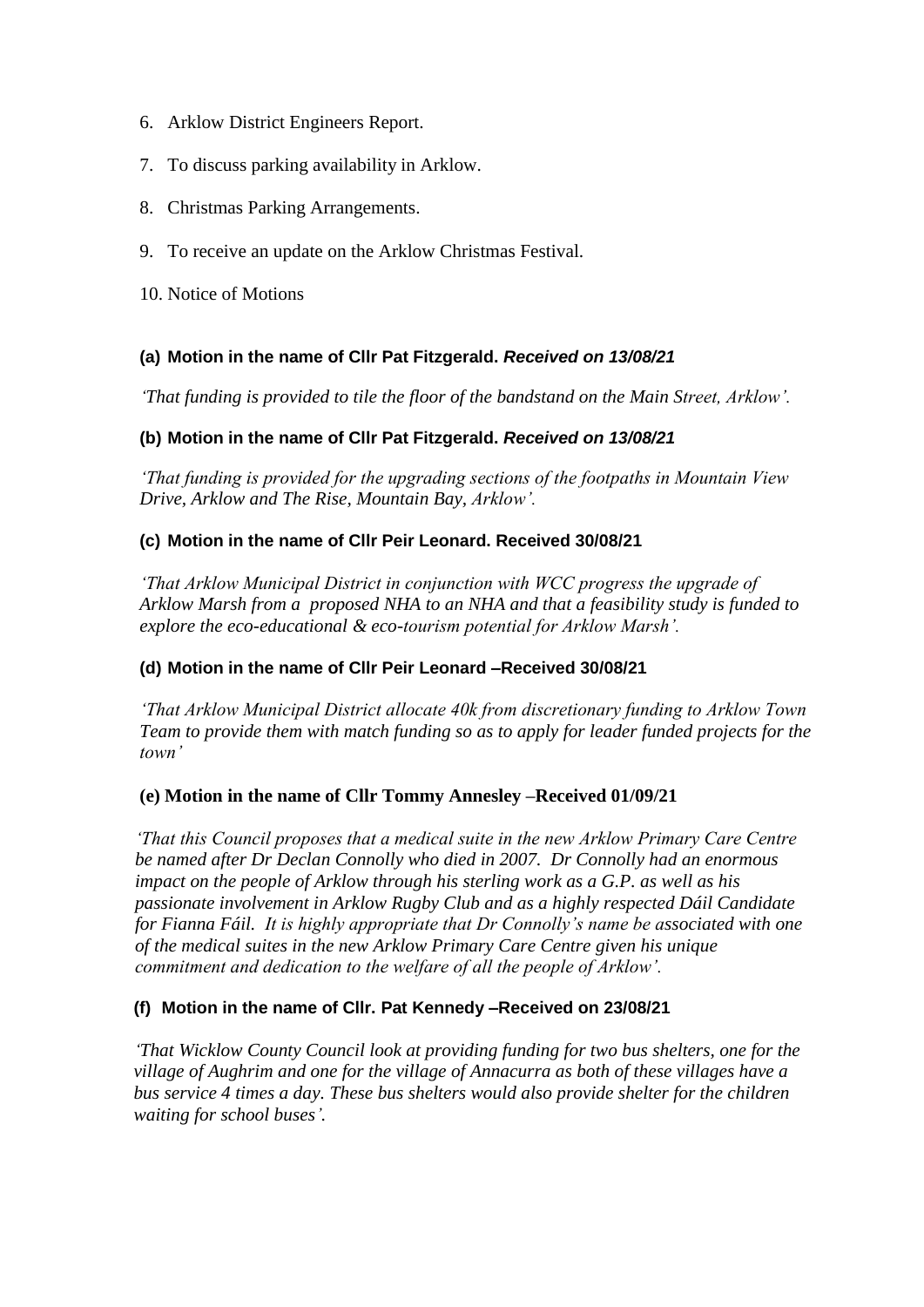6. Arklow District Engineers Report.

7. To discuss parking availability in Arklow.

8. Christmas Parking Arrangements.

9. To receive an update on the Arklow Christmas Festival.

10. Notice of Motions

**(a) Motion in the name of Cllr Pat Fitzgerald.** ***Received on 13/08/21***

*'That funding is provided to tile the floor of the bandstand on the Main Street, Arklow'.*

**(b) Motion in the name of Cllr Pat Fitzgerald.** ***Received on 13/08/21***

*'That funding is provided for the upgrading sections of the footpaths in Mountain View Drive, Arklow and The Rise, Mountain Bay, Arklow'.*

**(c) Motion in the name of Cllr Peir Leonard. Received 30/08/21**

*'That Arklow Municipal District in conjunction with WCC progress the upgrade of Arklow Marsh from a proposed NHA to an NHA and that a feasibility study is funded to explore the eco-educational & eco-tourism potential for Arklow Marsh'.*

**(d) Motion in the name of Cllr Peir Leonard –Received 30/08/21**

*'That Arklow Municipal District allocate 40k from discretionary funding to Arklow Town Team to provide them with match funding so as to apply for leader funded projects for the town'*

**(e) Motion in the name of Cllr Tommy Annesley –Received 01/09/21**

*'That this Council proposes that a medical suite in the new Arklow Primary Care Centre be named after Dr Declan Connolly who died in 2007. Dr Connolly had an enormous impact on the people of Arklow through his sterling work as a G.P. as well as his passionate involvement in Arklow Rugby Club and as a highly respected Dáil Candidate for Fianna Fáil. It is highly appropriate that Dr Connolly's name be associated with one of the medical suites in the new Arklow Primary Care Centre given his unique commitment and dedication to the welfare of all the people of Arklow'.*

**(f) Motion in the name of Cllr. Pat Kennedy –Received on 23/08/21**

*'That Wicklow County Council look at providing funding for two bus shelters, one for the village of Aughrim and one for the village of Annacurra as both of these villages have a bus service 4 times a day. These bus shelters would also provide shelter for the children waiting for school buses'.*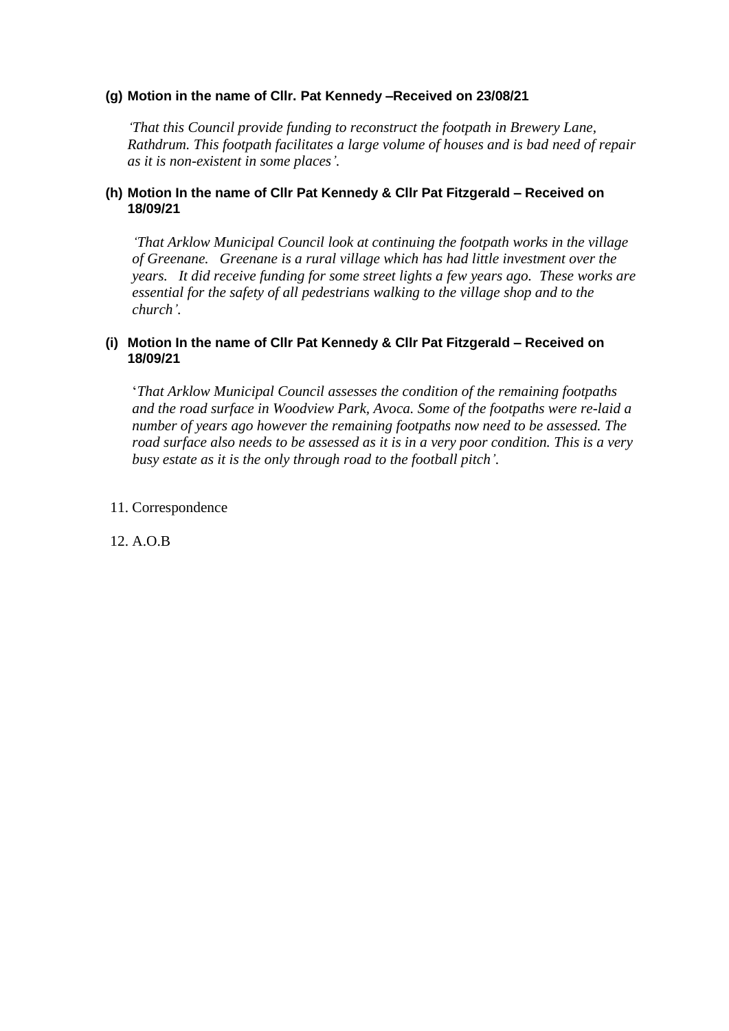**(g) Motion in the name of Cllr. Pat Kennedy –Received on 23/08/21**

*'That this Council provide funding to reconstruct the footpath in Brewery Lane, Rathdrum. This footpath facilitates a large volume of houses and is bad need of repair as it is non-existent in some places'.*

**(h) Motion In the name of Cllr Pat Kennedy & Cllr Pat Fitzgerald – Received on 18/09/21**

*'That Arklow Municipal Council look at continuing the footpath works in the village of Greenane. Greenane is a rural village which has had little investment over the years. It did receive funding for some street lights a few years ago. These works are essential for the safety of all pedestrians walking to the village shop and to the church'.*

**(i) Motion In the name of Cllr Pat Kennedy & Cllr Pat Fitzgerald – Received on 18/09/21**

'*That Arklow Municipal Council assesses the condition of the remaining footpaths and the road surface in Woodview Park, Avoca. Some of the footpaths were re-laid a number of years ago however the remaining footpaths now need to be assessed. The road surface also needs to be assessed as it is in a very poor condition. This is a very busy estate as it is the only through road to the football pitch'.*

11. Correspondence

12. A.O.B